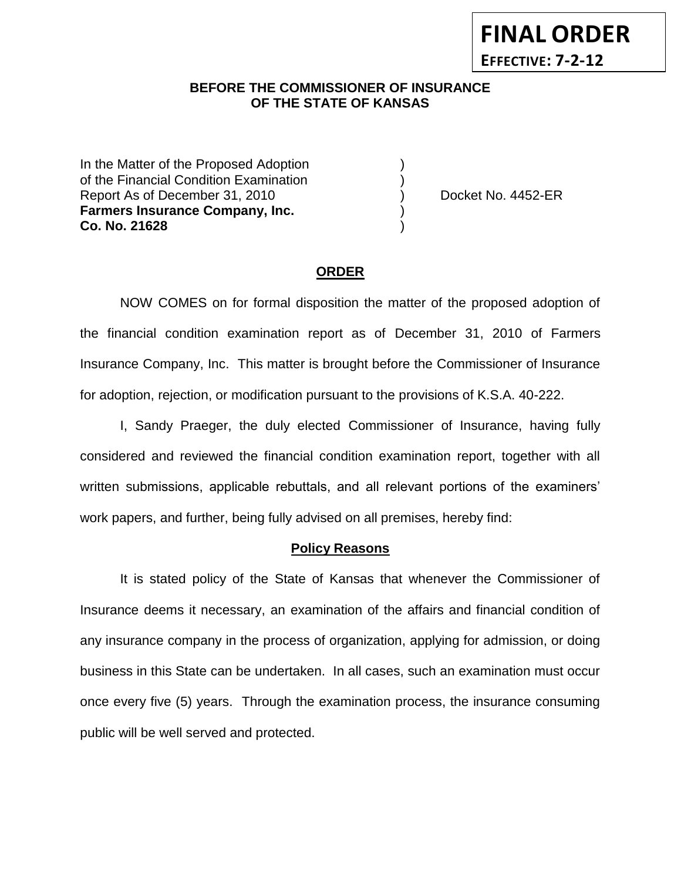**FINAL ORDER**
**EFFECTIVE: 7-2-12**

**BEFORE THE COMMISSIONER OF INSURANCE**
**OF THE STATE OF KANSAS**

In the Matter of the Proposed Adoption )
of the Financial Condition Examination )
Report As of December 31, 2010 ) Docket No. 4452-ER
**Farmers Insurance Company, Inc.** )
**Co. No. 21628** )

## ORDER

NOW COMES on for formal disposition the matter of the proposed adoption of the financial condition examination report as of December 31, 2010 of Farmers Insurance Company, Inc. This matter is brought before the Commissioner of Insurance for adoption, rejection, or modification pursuant to the provisions of K.S.A. 40-222.

I, Sandy Praeger, the duly elected Commissioner of Insurance, having fully considered and reviewed the financial condition examination report, together with all written submissions, applicable rebuttals, and all relevant portions of the examiners' work papers, and further, being fully advised on all premises, hereby find:

### Policy Reasons

It is stated policy of the State of Kansas that whenever the Commissioner of Insurance deems it necessary, an examination of the affairs and financial condition of any insurance company in the process of organization, applying for admission, or doing business in this State can be undertaken. In all cases, such an examination must occur once every five (5) years. Through the examination process, the insurance consuming public will be well served and protected.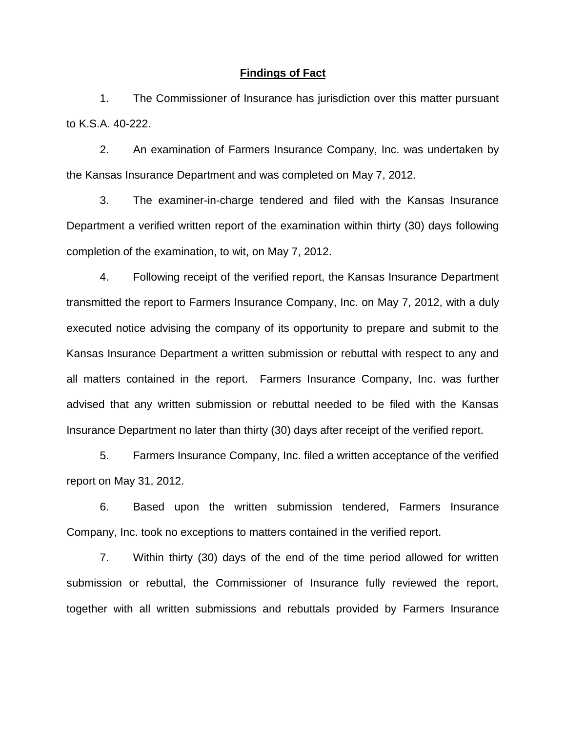## Findings of Fact

1. The Commissioner of Insurance has jurisdiction over this matter pursuant to K.S.A. 40-222.

2. An examination of Farmers Insurance Company, Inc. was undertaken by the Kansas Insurance Department and was completed on May 7, 2012.

3. The examiner-in-charge tendered and filed with the Kansas Insurance Department a verified written report of the examination within thirty (30) days following completion of the examination, to wit, on May 7, 2012.

4. Following receipt of the verified report, the Kansas Insurance Department transmitted the report to Farmers Insurance Company, Inc. on May 7, 2012, with a duly executed notice advising the company of its opportunity to prepare and submit to the Kansas Insurance Department a written submission or rebuttal with respect to any and all matters contained in the report. Farmers Insurance Company, Inc. was further advised that any written submission or rebuttal needed to be filed with the Kansas Insurance Department no later than thirty (30) days after receipt of the verified report.

5. Farmers Insurance Company, Inc. filed a written acceptance of the verified report on May 31, 2012.

6. Based upon the written submission tendered, Farmers Insurance Company, Inc. took no exceptions to matters contained in the verified report.

7. Within thirty (30) days of the end of the time period allowed for written submission or rebuttal, the Commissioner of Insurance fully reviewed the report, together with all written submissions and rebuttals provided by Farmers Insurance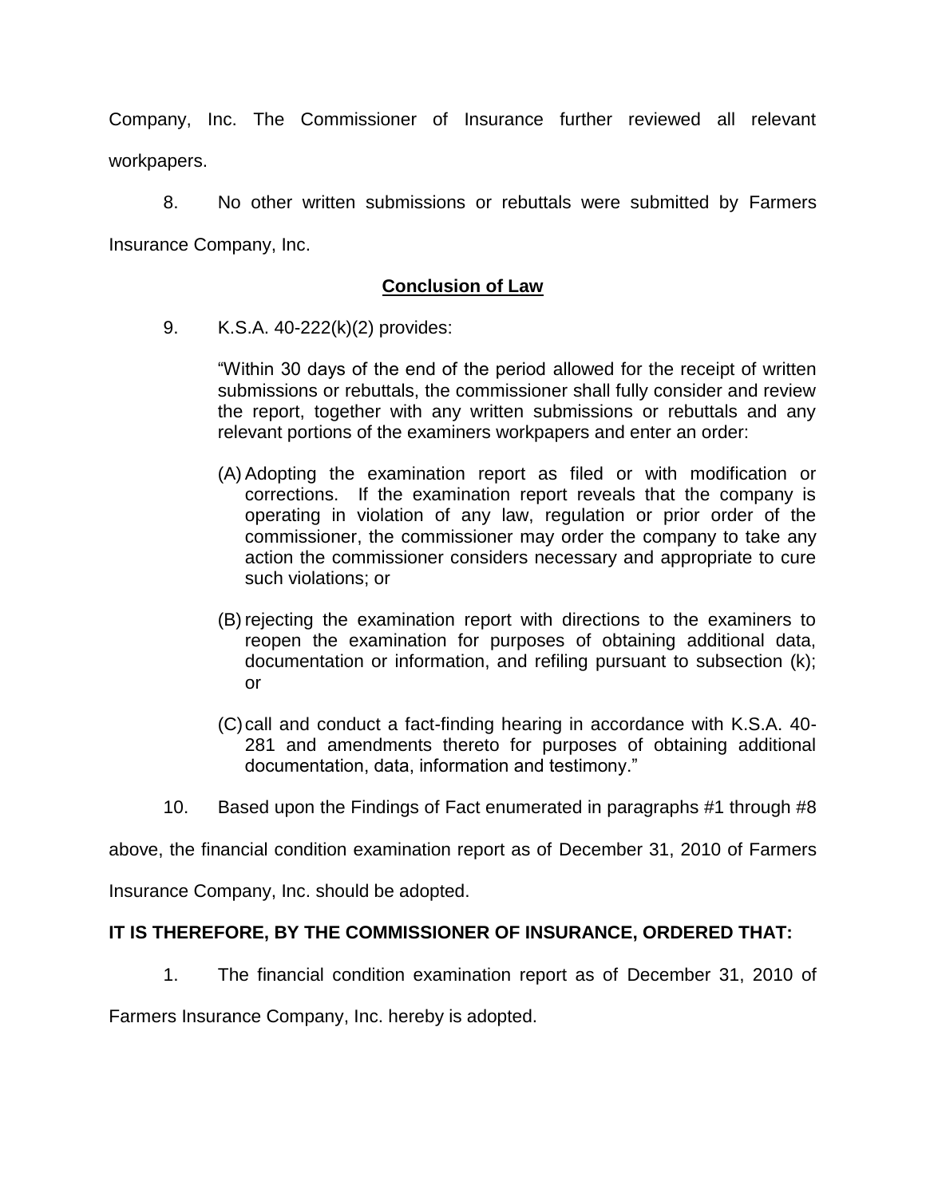Company, Inc. The Commissioner of Insurance further reviewed all relevant workpapers.

8. No other written submissions or rebuttals were submitted by Farmers Insurance Company, Inc.

## **Conclusion of Law**

9. K.S.A. 40-222(k)(2) provides:

> "Within 30 days of the end of the period allowed for the receipt of written submissions or rebuttals, the commissioner shall fully consider and review the report, together with any written submissions or rebuttals and any relevant portions of the examiners workpapers and enter an order:
>
> (A) Adopting the examination report as filed or with modification or corrections. If the examination report reveals that the company is operating in violation of any law, regulation or prior order of the commissioner, the commissioner may order the company to take any action the commissioner considers necessary and appropriate to cure such violations; or
>
> (B) rejecting the examination report with directions to the examiners to reopen the examination for purposes of obtaining additional data, documentation or information, and refiling pursuant to subsection (k); or
>
> (C) call and conduct a fact-finding hearing in accordance with K.S.A. 40-281 and amendments thereto for purposes of obtaining additional documentation, data, information and testimony."

10. Based upon the Findings of Fact enumerated in paragraphs #1 through #8 above, the financial condition examination report as of December 31, 2010 of Farmers Insurance Company, Inc. should be adopted.

**IT IS THEREFORE, BY THE COMMISSIONER OF INSURANCE, ORDERED THAT:**

1. The financial condition examination report as of December 31, 2010 of Farmers Insurance Company, Inc. hereby is adopted.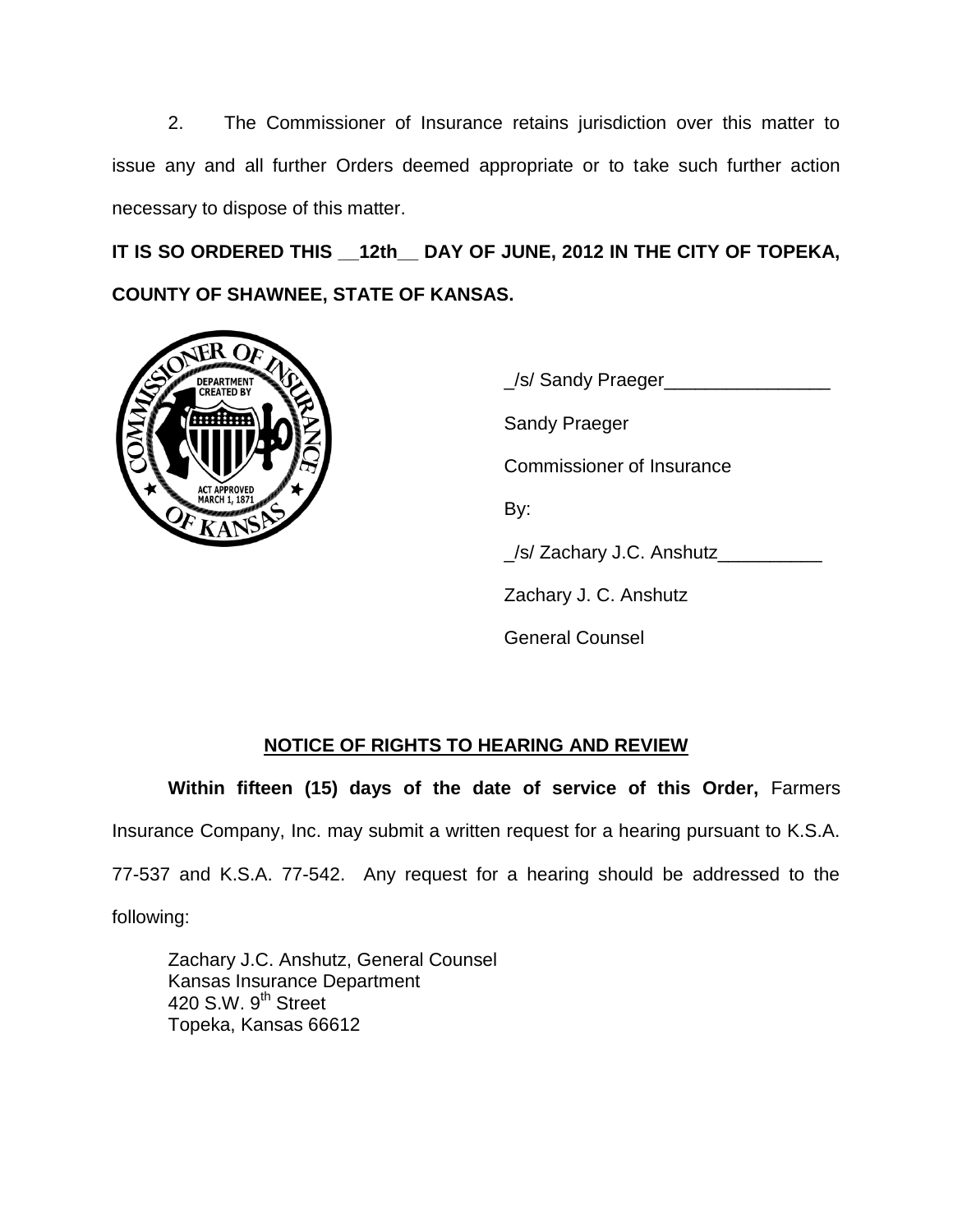2. The Commissioner of Insurance retains jurisdiction over this matter to issue any and all further Orders deemed appropriate or to take such further action necessary to dispose of this matter.

**IT IS SO ORDERED THIS __12th__ DAY OF JUNE, 2012 IN THE CITY OF TOPEKA, COUNTY OF SHAWNEE, STATE OF KANSAS.**

_/s/ Sandy Praeger________________

Sandy Praeger

Commissioner of Insurance

By:

_/s/ Zachary J.C. Anshutz__________

Zachary J. C. Anshutz

General Counsel

## NOTICE OF RIGHTS TO HEARING AND REVIEW

**Within fifteen (15) days of the date of service of this Order,** Farmers Insurance Company, Inc. may submit a written request for a hearing pursuant to K.S.A. 77-537 and K.S.A. 77-542. Any request for a hearing should be addressed to the following:

Zachary J.C. Anshutz, General Counsel
Kansas Insurance Department
420 S.W. 9th Street
Topeka, Kansas 66612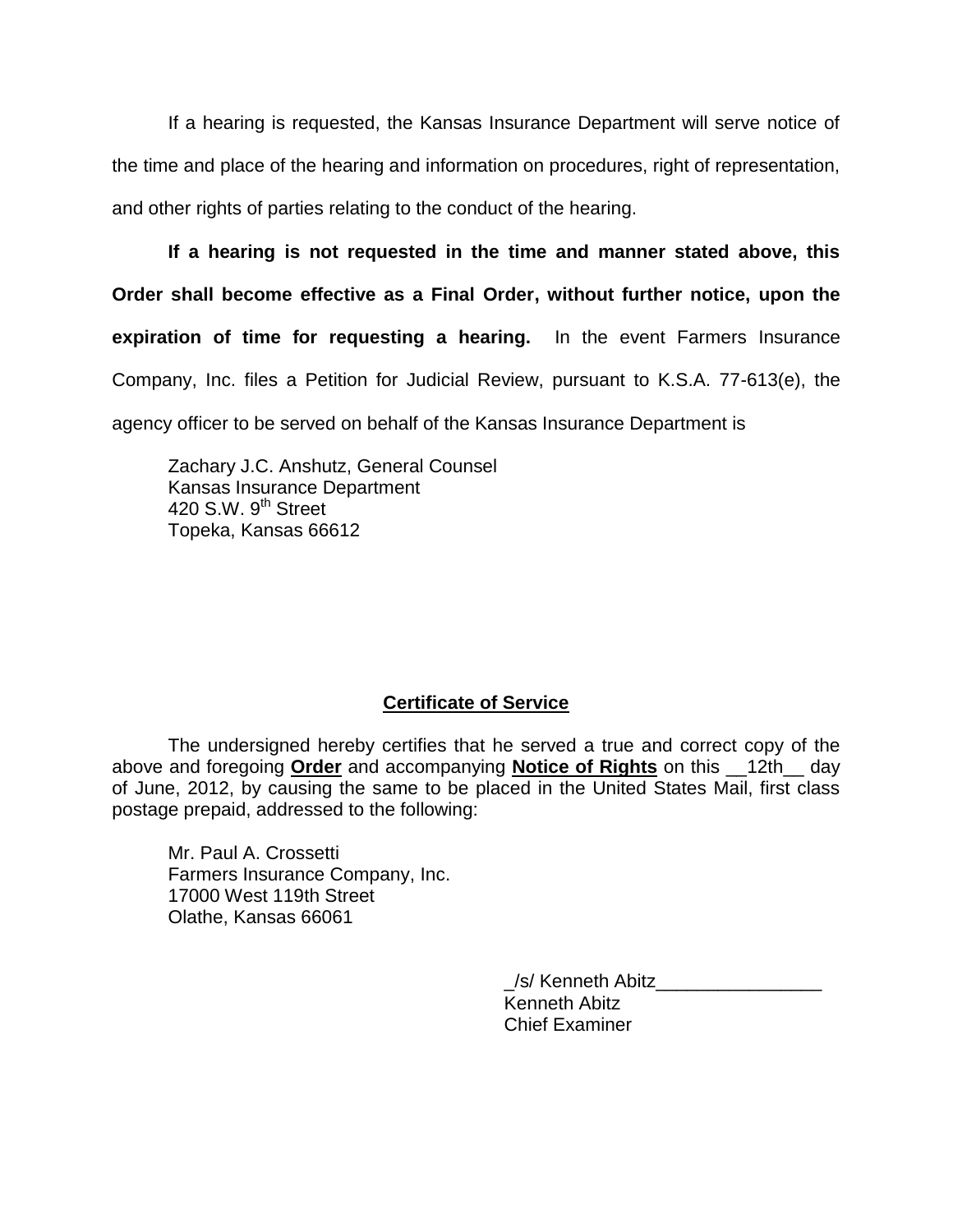If a hearing is requested, the Kansas Insurance Department will serve notice of the time and place of the hearing and information on procedures, right of representation, and other rights of parties relating to the conduct of the hearing.

**If a hearing is not requested in the time and manner stated above, this Order shall become effective as a Final Order, without further notice, upon the expiration of time for requesting a hearing.** In the event Farmers Insurance Company, Inc. files a Petition for Judicial Review, pursuant to K.S.A. 77-613(e), the agency officer to be served on behalf of the Kansas Insurance Department is

Zachary J.C. Anshutz, General Counsel
Kansas Insurance Department
420 S.W. 9th Street
Topeka, Kansas 66612

## Certificate of Service

The undersigned hereby certifies that he served a true and correct copy of the above and foregoing **Order** and accompanying **Notice of Rights** on this __12th__ day of June, 2012, by causing the same to be placed in the United States Mail, first class postage prepaid, addressed to the following:

Mr. Paul A. Crossetti
Farmers Insurance Company, Inc.
17000 West 119th Street
Olathe, Kansas 66061

_/s/ Kenneth Abitz________________
Kenneth Abitz
Chief Examiner